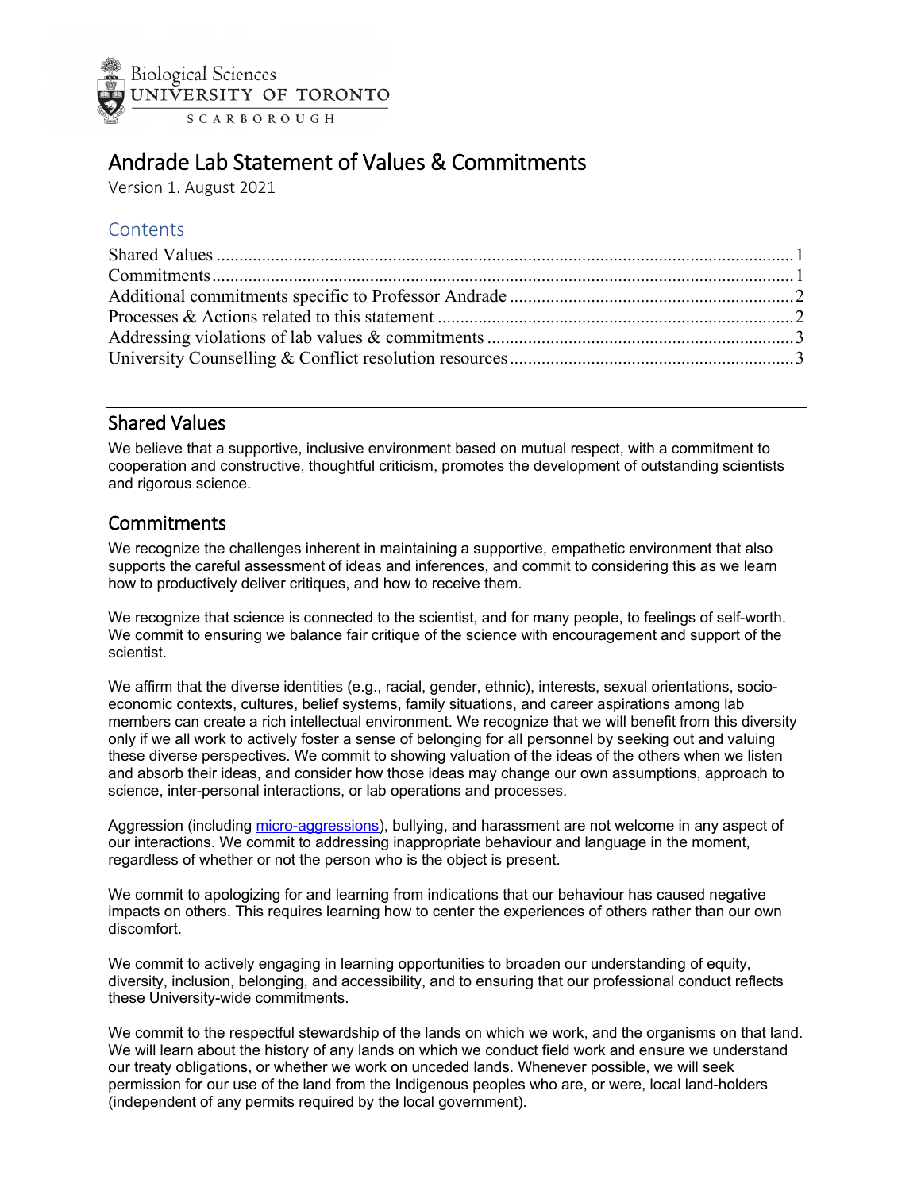Biological Sciences
UNIVERSITY OF TORONTO
SCARBOROUGH

# Andrade Lab Statement of Values & Commitments

Version 1. August 2021

## Contents

- Shared Values ... 1
- Commitments ... 1
- Additional commitments specific to Professor Andrade ... 2
- Processes & Actions related to this statement ... 2
- Addressing violations of lab values & commitments ... 3
- University Counselling & Conflict resolution resources ... 3

## Shared Values

We believe that a supportive, inclusive environment based on mutual respect, with a commitment to cooperation and constructive, thoughtful criticism, promotes the development of outstanding scientists and rigorous science.

## Commitments

We recognize the challenges inherent in maintaining a supportive, empathetic environment that also supports the careful assessment of ideas and inferences, and commit to considering this as we learn how to productively deliver critiques, and how to receive them.

We recognize that science is connected to the scientist, and for many people, to feelings of self-worth. We commit to ensuring we balance fair critique of the science with encouragement and support of the scientist.

We affirm that the diverse identities (e.g., racial, gender, ethnic), interests, sexual orientations, socio-economic contexts, cultures, belief systems, family situations, and career aspirations among lab members can create a rich intellectual environment. We recognize that we will benefit from this diversity only if we all work to actively foster a sense of belonging for all personnel by seeking out and valuing these diverse perspectives. We commit to showing valuation of the ideas of the others when we listen and absorb their ideas, and consider how those ideas may change our own assumptions, approach to science, inter-personal interactions, or lab operations and processes.

Aggression (including micro-aggressions), bullying, and harassment are not welcome in any aspect of our interactions. We commit to addressing inappropriate behaviour and language in the moment, regardless of whether or not the person who is the object is present.

We commit to apologizing for and learning from indications that our behaviour has caused negative impacts on others. This requires learning how to center the experiences of others rather than our own discomfort.

We commit to actively engaging in learning opportunities to broaden our understanding of equity, diversity, inclusion, belonging, and accessibility, and to ensuring that our professional conduct reflects these University-wide commitments.

We commit to the respectful stewardship of the lands on which we work, and the organisms on that land. We will learn about the history of any lands on which we conduct field work and ensure we understand our treaty obligations, or whether we work on unceded lands. Whenever possible, we will seek permission for our use of the land from the Indigenous peoples who are, or were, local land-holders (independent of any permits required by the local government).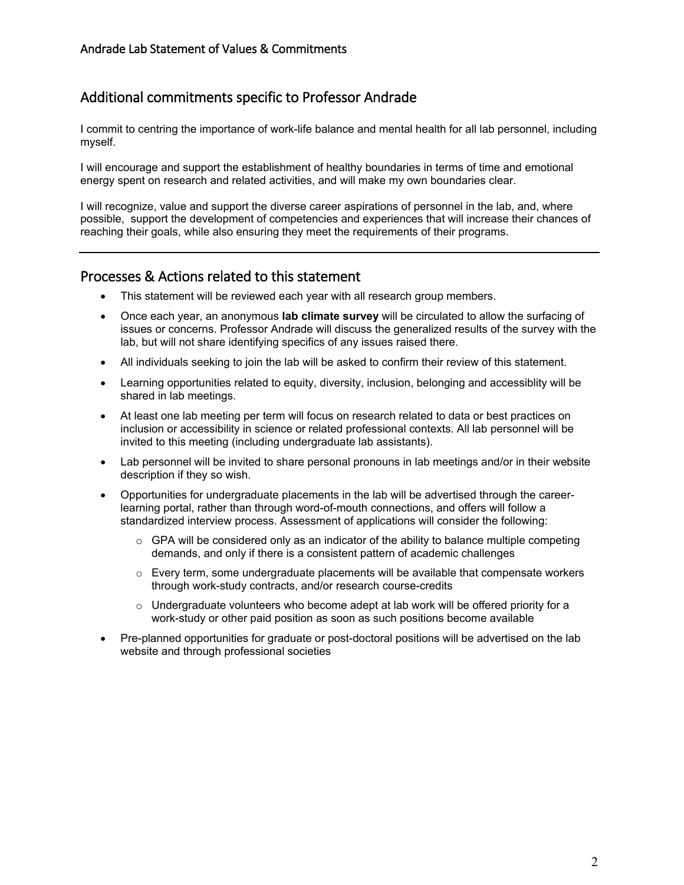## Additional commitments specific to Professor Andrade

I commit to centring the importance of work-life balance and mental health for all lab personnel, including myself.

I will encourage and support the establishment of healthy boundaries in terms of time and emotional energy spent on research and related activities, and will make my own boundaries clear.

I will recognize, value and support the diverse career aspirations of personnel in the lab, and, where possible, support the development of competencies and experiences that will increase their chances of reaching their goals, while also ensuring they meet the requirements of their programs.

---

## Processes & Actions related to this statement

- This statement will be reviewed each year with all research group members.
- Once each year, an anonymous **lab climate survey** will be circulated to allow the surfacing of issues or concerns. Professor Andrade will discuss the generalized results of the survey with the lab, but will not share identifying specifics of any issues raised there.
- All individuals seeking to join the lab will be asked to confirm their review of this statement.
- Learning opportunities related to equity, diversity, inclusion, belonging and accessiblity will be shared in lab meetings.
- At least one lab meeting per term will focus on research related to data or best practices on inclusion or accessibility in science or related professional contexts. All lab personnel will be invited to this meeting (including undergraduate lab assistants).
- Lab personnel will be invited to share personal pronouns in lab meetings and/or in their website description if they so wish.
- Opportunities for undergraduate placements in the lab will be advertised through the career-learning portal, rather than through word-of-mouth connections, and offers will follow a standardized interview process. Assessment of applications will consider the following:
    - GPA will be considered only as an indicator of the ability to balance multiple competing demands, and only if there is a consistent pattern of academic challenges
    - Every term, some undergraduate placements will be available that compensate workers through work-study contracts, and/or research course-credits
    - Undergraduate volunteers who become adept at lab work will be offered priority for a work-study or other paid position as soon as such positions become available
- Pre-planned opportunities for graduate or post-doctoral positions will be advertised on the lab website and through professional societies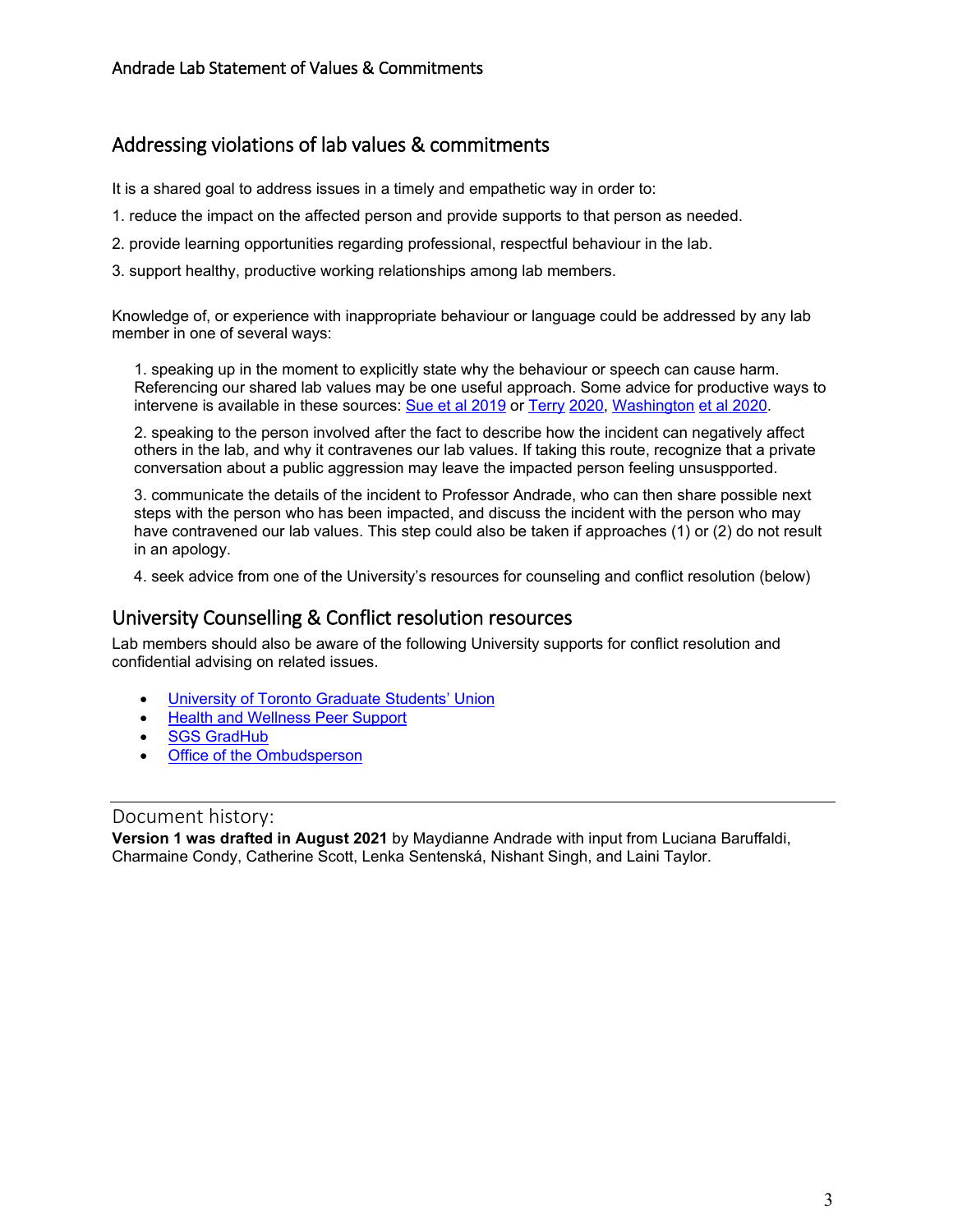## Addressing violations of lab values & commitments

It is a shared goal to address issues in a timely and empathetic way in order to:

1. reduce the impact on the affected person and provide supports to that person as needed.
2. provide learning opportunities regarding professional, respectful behaviour in the lab.
3. support healthy, productive working relationships among lab members.

Knowledge of, or experience with inappropriate behaviour or language could be addressed by any lab member in one of several ways:

1. speaking up in the moment to explicitly state why the behaviour or speech can cause harm. Referencing our shared lab values may be one useful approach. Some advice for productive ways to intervene is available in these sources: Sue et al 2019 or Terry 2020, Washington et al 2020.

2. speaking to the person involved after the fact to describe how the incident can negatively affect others in the lab, and why it contravenes our lab values. If taking this route, recognize that a private conversation about a public aggression may leave the impacted person feeling unsuspported.

3. communicate the details of the incident to Professor Andrade, who can then share possible next steps with the person who has been impacted, and discuss the incident with the person who may have contravened our lab values. This step could also be taken if approaches (1) or (2) do not result in an apology.

4. seek advice from one of the University's resources for counseling and conflict resolution (below)

## University Counselling & Conflict resolution resources

Lab members should also be aware of the following University supports for conflict resolution and confidential advising on related issues.

- University of Toronto Graduate Students' Union
- Health and Wellness Peer Support
- SGS GradHub
- Office of the Ombudsperson

---

### Document history:

**Version 1 was drafted in August 2021** by Maydianne Andrade with input from Luciana Baruffaldi, Charmaine Condy, Catherine Scott, Lenka Sentenská, Nishant Singh, and Laini Taylor.